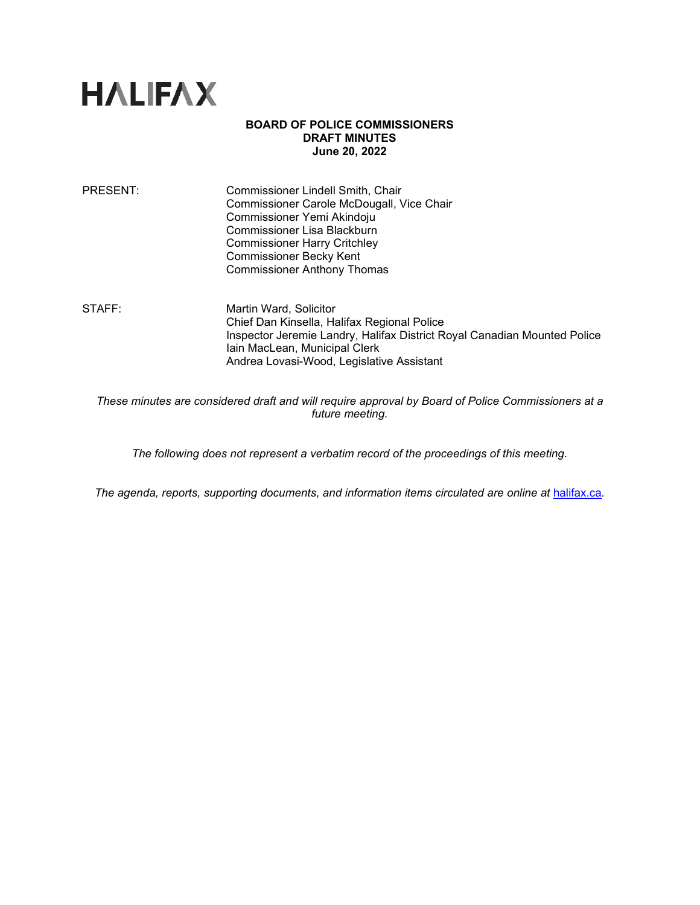HALIFAX

**BOARD OF POLICE COMMISSIONERS**
**DRAFT MINUTES**
**June 20, 2022**

PRESENT: Commissioner Lindell Smith, Chair
Commissioner Carole McDougall, Vice Chair
Commissioner Yemi Akindoju
Commissioner Lisa Blackburn
Commissioner Harry Critchley
Commissioner Becky Kent
Commissioner Anthony Thomas

STAFF: Martin Ward, Solicitor
Chief Dan Kinsella, Halifax Regional Police
Inspector Jeremie Landry, Halifax District Royal Canadian Mounted Police
Iain MacLean, Municipal Clerk
Andrea Lovasi-Wood, Legislative Assistant

*These minutes are considered draft and will require approval by Board of Police Commissioners at a future meeting.*

*The following does not represent a verbatim record of the proceedings of this meeting.*

*The agenda, reports, supporting documents, and information items circulated are online at [halifax.ca](halifax.ca).*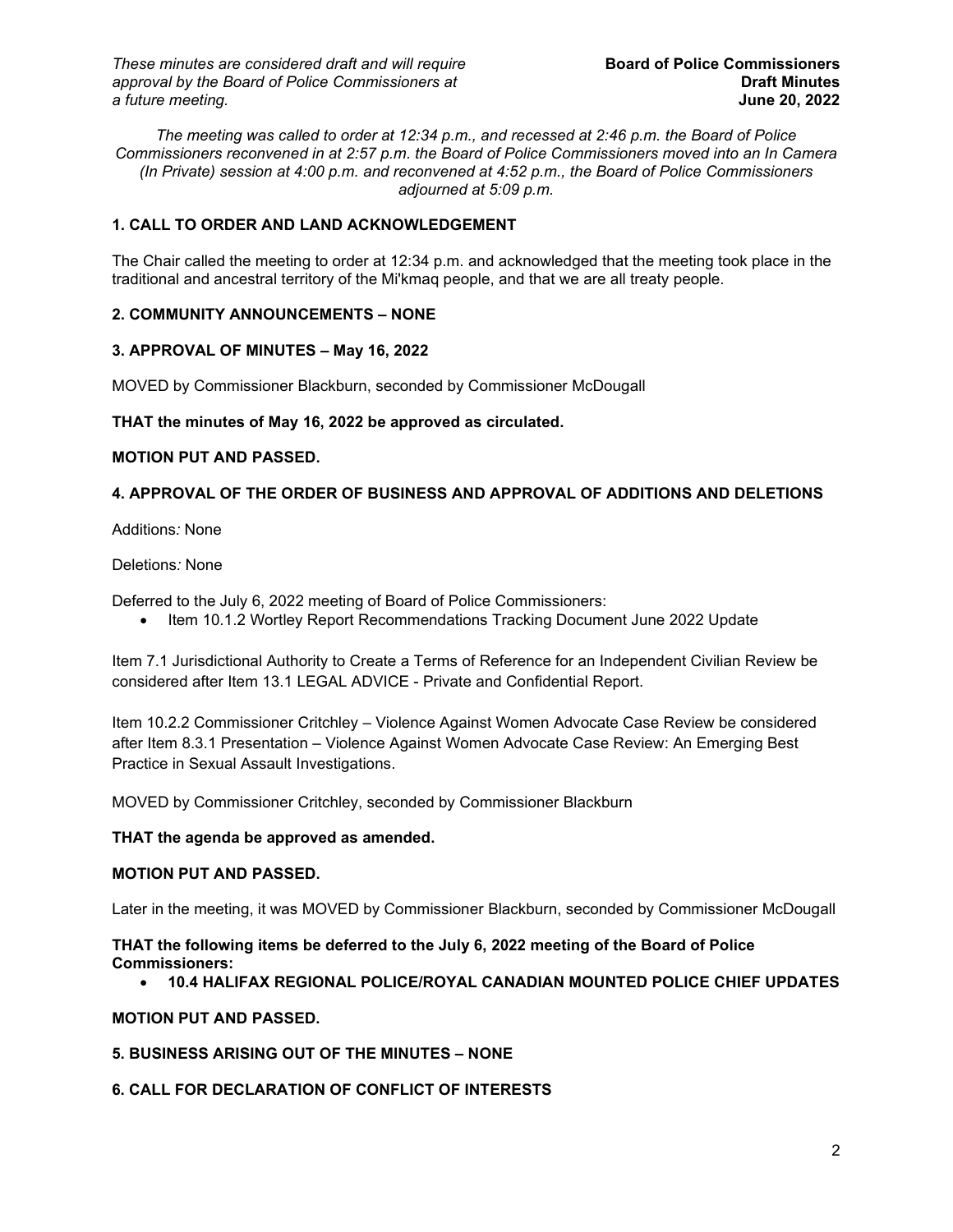*These minutes are considered draft and will require approval by the Board of Police Commissioners at a future meeting.*

**Board of Police Commissioners**
**Draft Minutes**
**June 20, 2022**

*The meeting was called to order at 12:34 p.m., and recessed at 2:46 p.m. the Board of Police Commissioners reconvened in at 2:57 p.m. the Board of Police Commissioners moved into an In Camera (In Private) session at 4:00 p.m. and reconvened at 4:52 p.m., the Board of Police Commissioners adjourned at 5:09 p.m.*

## 1. CALL TO ORDER AND LAND ACKNOWLEDGEMENT

The Chair called the meeting to order at 12:34 p.m. and acknowledged that the meeting took place in the traditional and ancestral territory of the Mi'kmaq people, and that we are all treaty people.

## 2. COMMUNITY ANNOUNCEMENTS – NONE

## 3. APPROVAL OF MINUTES – May 16, 2022

MOVED by Commissioner Blackburn, seconded by Commissioner McDougall

**THAT the minutes of May 16, 2022 be approved as circulated.**

**MOTION PUT AND PASSED.**

## 4. APPROVAL OF THE ORDER OF BUSINESS AND APPROVAL OF ADDITIONS AND DELETIONS

Additions*:* None

Deletions*:* None

Deferred to the July 6, 2022 meeting of Board of Police Commissioners:

- Item 10.1.2 Wortley Report Recommendations Tracking Document June 2022 Update

Item 7.1 Jurisdictional Authority to Create a Terms of Reference for an Independent Civilian Review be considered after Item 13.1 LEGAL ADVICE - Private and Confidential Report.

Item 10.2.2 Commissioner Critchley – Violence Against Women Advocate Case Review be considered after Item 8.3.1 Presentation – Violence Against Women Advocate Case Review: An Emerging Best Practice in Sexual Assault Investigations.

MOVED by Commissioner Critchley, seconded by Commissioner Blackburn

**THAT the agenda be approved as amended.**

**MOTION PUT AND PASSED.**

Later in the meeting, it was MOVED by Commissioner Blackburn, seconded by Commissioner McDougall

**THAT the following items be deferred to the July 6, 2022 meeting of the Board of Police Commissioners:**

- **10.4 HALIFAX REGIONAL POLICE/ROYAL CANADIAN MOUNTED POLICE CHIEF UPDATES**

**MOTION PUT AND PASSED.**

## 5. BUSINESS ARISING OUT OF THE MINUTES – NONE

## 6. CALL FOR DECLARATION OF CONFLICT OF INTERESTS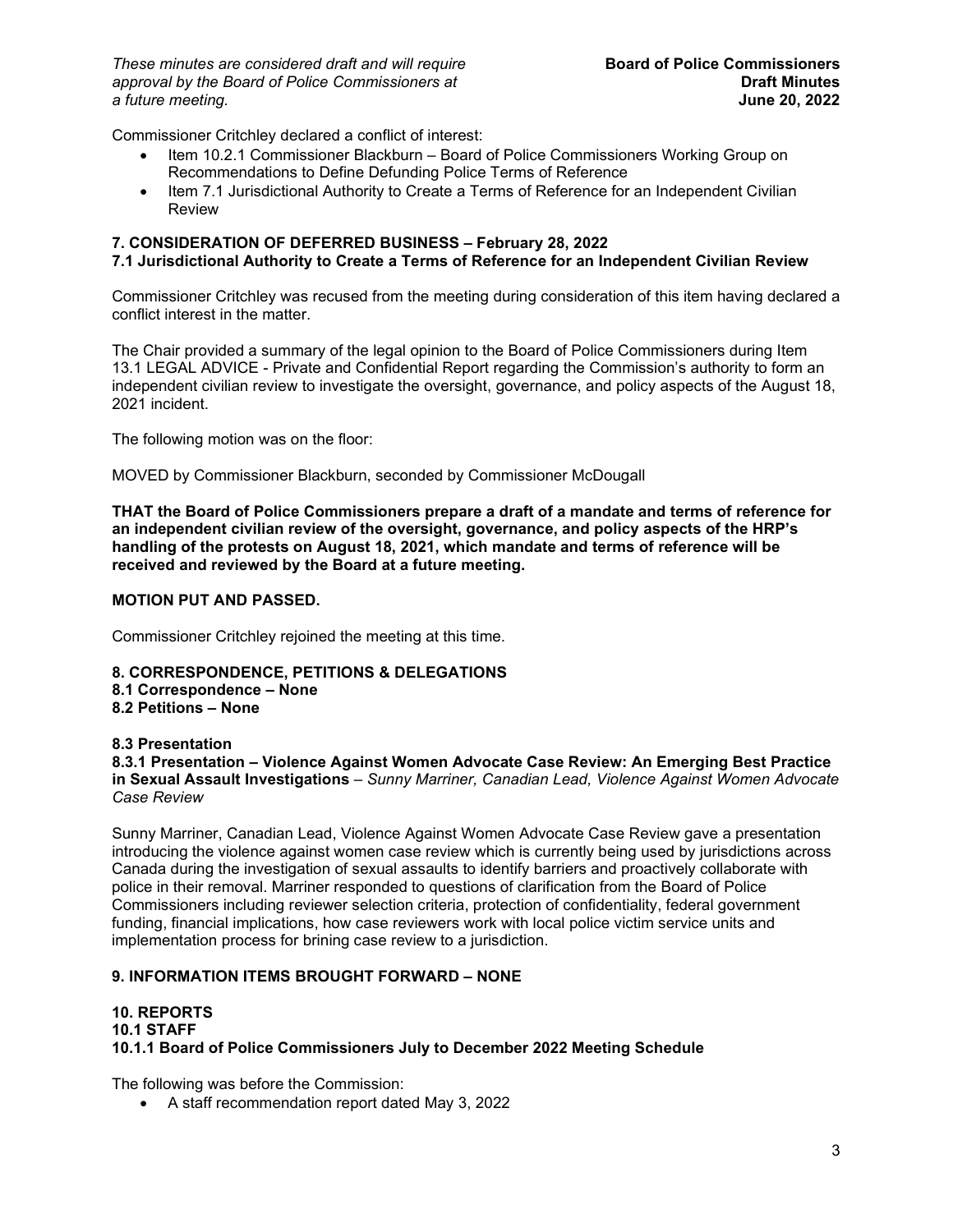Commissioner Critchley declared a conflict of interest:

- Item 10.2.1 Commissioner Blackburn – Board of Police Commissioners Working Group on Recommendations to Define Defunding Police Terms of Reference
- Item 7.1 Jurisdictional Authority to Create a Terms of Reference for an Independent Civilian Review

**7. CONSIDERATION OF DEFERRED BUSINESS – February 28, 2022**
**7.1 Jurisdictional Authority to Create a Terms of Reference for an Independent Civilian Review**

Commissioner Critchley was recused from the meeting during consideration of this item having declared a conflict interest in the matter.

The Chair provided a summary of the legal opinion to the Board of Police Commissioners during Item 13.1 LEGAL ADVICE - Private and Confidential Report regarding the Commission's authority to form an independent civilian review to investigate the oversight, governance, and policy aspects of the August 18, 2021 incident.

The following motion was on the floor:

MOVED by Commissioner Blackburn, seconded by Commissioner McDougall

**THAT the Board of Police Commissioners prepare a draft of a mandate and terms of reference for an independent civilian review of the oversight, governance, and policy aspects of the HRP's handling of the protests on August 18, 2021, which mandate and terms of reference will be received and reviewed by the Board at a future meeting.**

**MOTION PUT AND PASSED.**

Commissioner Critchley rejoined the meeting at this time.

**8. CORRESPONDENCE, PETITIONS & DELEGATIONS**
**8.1 Correspondence – None**
**8.2 Petitions – None**

**8.3 Presentation**
**8.3.1 Presentation – Violence Against Women Advocate Case Review: An Emerging Best Practice in Sexual Assault Investigations** – *Sunny Marriner, Canadian Lead, Violence Against Women Advocate Case Review*

Sunny Marriner, Canadian Lead, Violence Against Women Advocate Case Review gave a presentation introducing the violence against women case review which is currently being used by jurisdictions across Canada during the investigation of sexual assaults to identify barriers and proactively collaborate with police in their removal. Marriner responded to questions of clarification from the Board of Police Commissioners including reviewer selection criteria, protection of confidentiality, federal government funding, financial implications, how case reviewers work with local police victim service units and implementation process for brining case review to a jurisdiction.

**9. INFORMATION ITEMS BROUGHT FORWARD – NONE**

**10. REPORTS**
**10.1 STAFF**
**10.1.1 Board of Police Commissioners July to December 2022 Meeting Schedule**

The following was before the Commission:

- A staff recommendation report dated May 3, 2022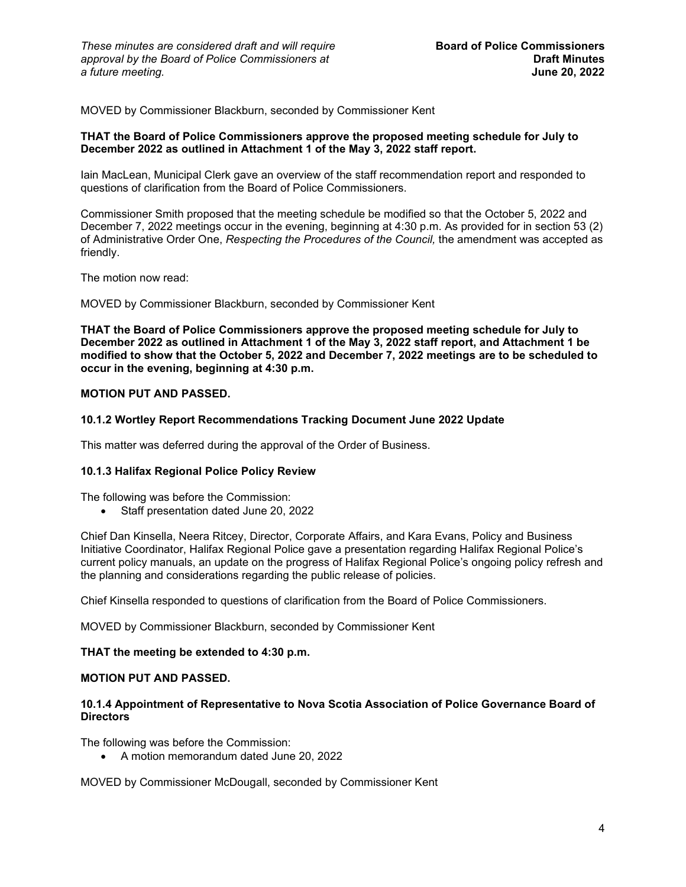MOVED by Commissioner Blackburn, seconded by Commissioner Kent

**THAT the Board of Police Commissioners approve the proposed meeting schedule for July to December 2022 as outlined in Attachment 1 of the May 3, 2022 staff report.**

Iain MacLean, Municipal Clerk gave an overview of the staff recommendation report and responded to questions of clarification from the Board of Police Commissioners.

Commissioner Smith proposed that the meeting schedule be modified so that the October 5, 2022 and December 7, 2022 meetings occur in the evening, beginning at 4:30 p.m. As provided for in section 53 (2) of Administrative Order One, *Respecting the Procedures of the Council,* the amendment was accepted as friendly.

The motion now read:

MOVED by Commissioner Blackburn, seconded by Commissioner Kent

**THAT the Board of Police Commissioners approve the proposed meeting schedule for July to December 2022 as outlined in Attachment 1 of the May 3, 2022 staff report, and Attachment 1 be modified to show that the October 5, 2022 and December 7, 2022 meetings are to be scheduled to occur in the evening, beginning at 4:30 p.m.**

**MOTION PUT AND PASSED.**

### 10.1.2 Wortley Report Recommendations Tracking Document June 2022 Update

This matter was deferred during the approval of the Order of Business.

### 10.1.3 Halifax Regional Police Policy Review

The following was before the Commission:

- Staff presentation dated June 20, 2022

Chief Dan Kinsella, Neera Ritcey, Director, Corporate Affairs, and Kara Evans, Policy and Business Initiative Coordinator, Halifax Regional Police gave a presentation regarding Halifax Regional Police's current policy manuals, an update on the progress of Halifax Regional Police's ongoing policy refresh and the planning and considerations regarding the public release of policies.

Chief Kinsella responded to questions of clarification from the Board of Police Commissioners.

MOVED by Commissioner Blackburn, seconded by Commissioner Kent

**THAT the meeting be extended to 4:30 p.m.**

**MOTION PUT AND PASSED.**

### 10.1.4 Appointment of Representative to Nova Scotia Association of Police Governance Board of Directors

The following was before the Commission:

- A motion memorandum dated June 20, 2022

MOVED by Commissioner McDougall, seconded by Commissioner Kent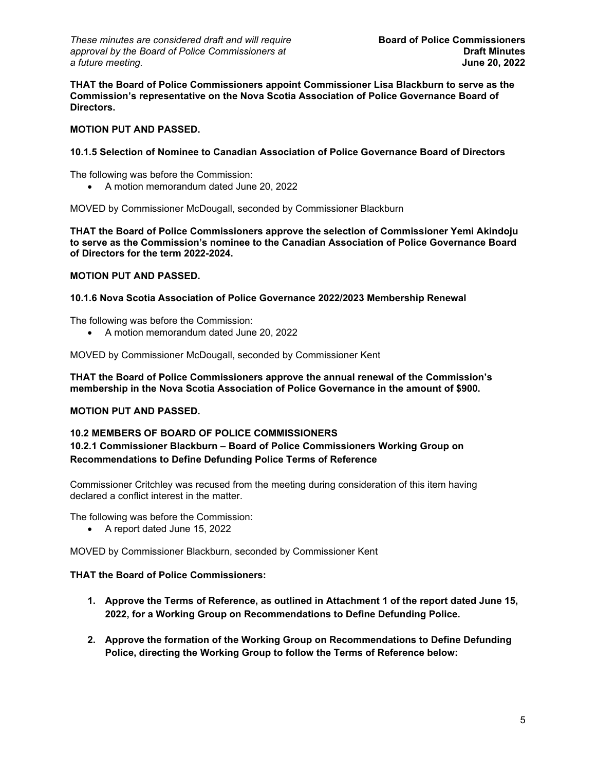**THAT the Board of Police Commissioners appoint Commissioner Lisa Blackburn to serve as the Commission's representative on the Nova Scotia Association of Police Governance Board of Directors.**

**MOTION PUT AND PASSED.**

#### 10.1.5 Selection of Nominee to Canadian Association of Police Governance Board of Directors

The following was before the Commission:

- A motion memorandum dated June 20, 2022

MOVED by Commissioner McDougall, seconded by Commissioner Blackburn

**THAT the Board of Police Commissioners approve the selection of Commissioner Yemi Akindoju to serve as the Commission's nominee to the Canadian Association of Police Governance Board of Directors for the term 2022-2024.**

**MOTION PUT AND PASSED.**

#### 10.1.6 Nova Scotia Association of Police Governance 2022/2023 Membership Renewal

The following was before the Commission:

- A motion memorandum dated June 20, 2022

MOVED by Commissioner McDougall, seconded by Commissioner Kent

**THAT the Board of Police Commissioners approve the annual renewal of the Commission's membership in the Nova Scotia Association of Police Governance in the amount of $900.**

**MOTION PUT AND PASSED.**

### 10.2 MEMBERS OF BOARD OF POLICE COMMISSIONERS

#### 10.2.1 Commissioner Blackburn – Board of Police Commissioners Working Group on Recommendations to Define Defunding Police Terms of Reference

Commissioner Critchley was recused from the meeting during consideration of this item having declared a conflict interest in the matter.

The following was before the Commission:

- A report dated June 15, 2022

MOVED by Commissioner Blackburn, seconded by Commissioner Kent

**THAT the Board of Police Commissioners:**

1. **Approve the Terms of Reference, as outlined in Attachment 1 of the report dated June 15, 2022, for a Working Group on Recommendations to Define Defunding Police.**

2. **Approve the formation of the Working Group on Recommendations to Define Defunding Police, directing the Working Group to follow the Terms of Reference below:**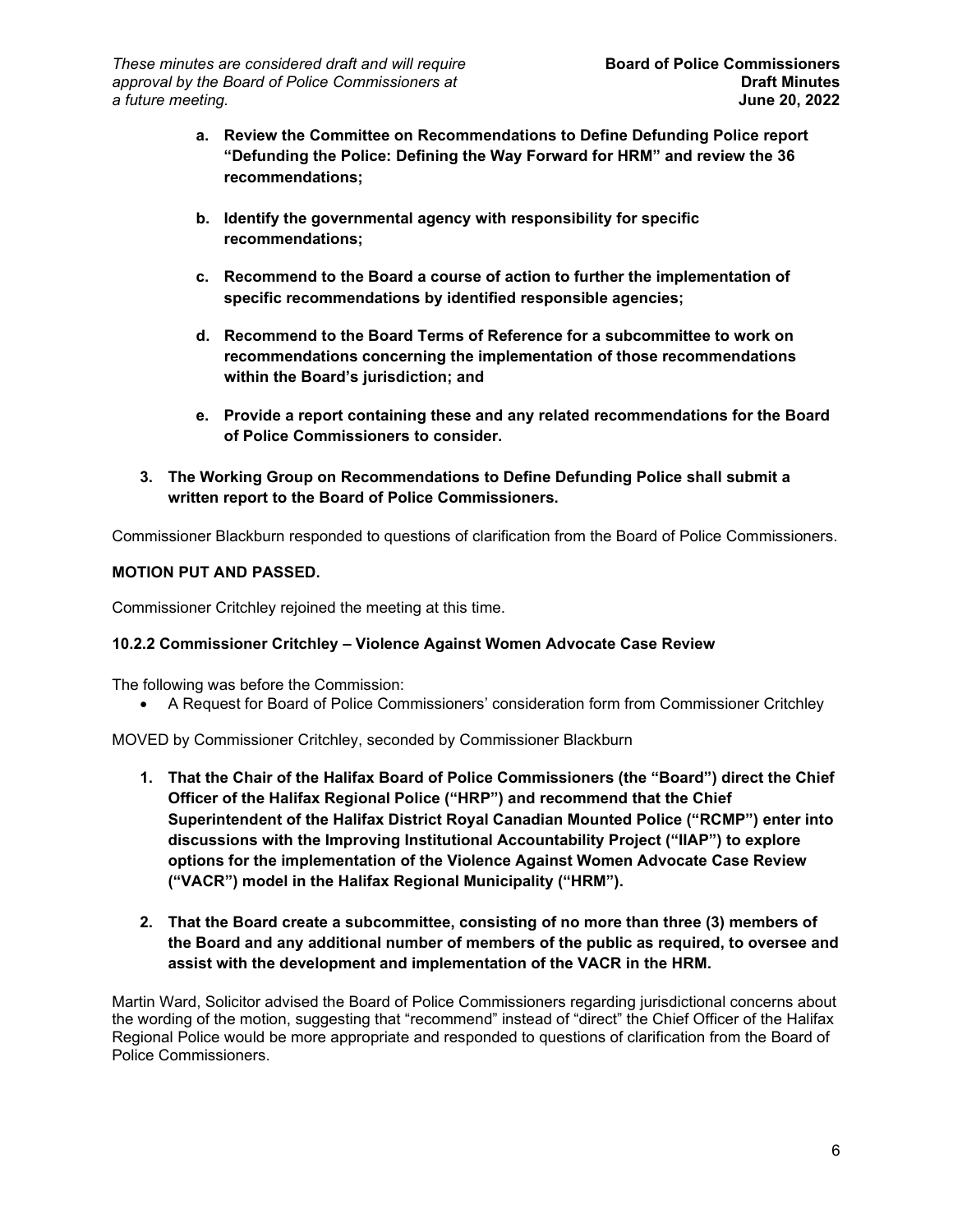- **a. Review the Committee on Recommendations to Define Defunding Police report "Defunding the Police: Defining the Way Forward for HRM" and review the 36 recommendations;**

- **b. Identify the governmental agency with responsibility for specific recommendations;**

- **c. Recommend to the Board a course of action to further the implementation of specific recommendations by identified responsible agencies;**

- **d. Recommend to the Board Terms of Reference for a subcommittee to work on recommendations concerning the implementation of those recommendations within the Board's jurisdiction; and**

- **e. Provide a report containing these and any related recommendations for the Board of Police Commissioners to consider.**

**3. The Working Group on Recommendations to Define Defunding Police shall submit a written report to the Board of Police Commissioners.**

Commissioner Blackburn responded to questions of clarification from the Board of Police Commissioners.

**MOTION PUT AND PASSED.**

Commissioner Critchley rejoined the meeting at this time.

**10.2.2 Commissioner Critchley – Violence Against Women Advocate Case Review**

The following was before the Commission:

- A Request for Board of Police Commissioners' consideration form from Commissioner Critchley

MOVED by Commissioner Critchley, seconded by Commissioner Blackburn

1. **That the Chair of the Halifax Board of Police Commissioners (the "Board") direct the Chief Officer of the Halifax Regional Police ("HRP") and recommend that the Chief Superintendent of the Halifax District Royal Canadian Mounted Police ("RCMP") enter into discussions with the Improving Institutional Accountability Project ("IIAP") to explore options for the implementation of the Violence Against Women Advocate Case Review ("VACR") model in the Halifax Regional Municipality ("HRM").**

2. **That the Board create a subcommittee, consisting of no more than three (3) members of the Board and any additional number of members of the public as required, to oversee and assist with the development and implementation of the VACR in the HRM.**

Martin Ward, Solicitor advised the Board of Police Commissioners regarding jurisdictional concerns about the wording of the motion, suggesting that "recommend" instead of "direct" the Chief Officer of the Halifax Regional Police would be more appropriate and responded to questions of clarification from the Board of Police Commissioners.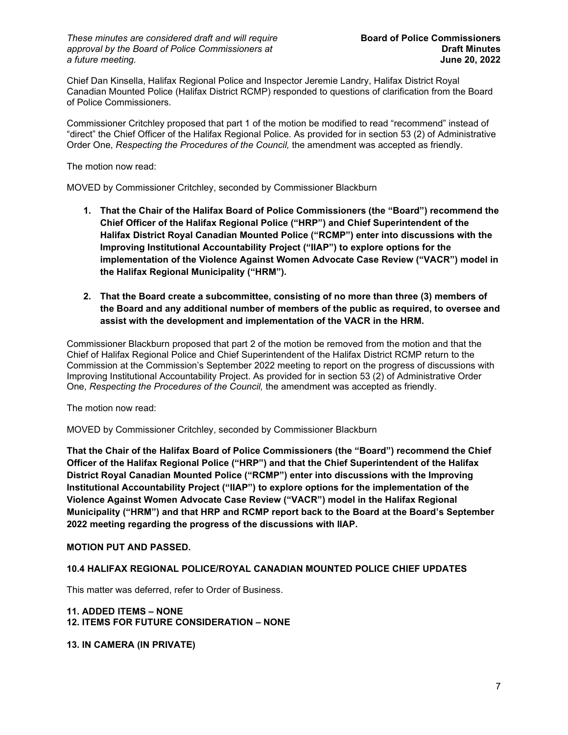Chief Dan Kinsella, Halifax Regional Police and Inspector Jeremie Landry, Halifax District Royal Canadian Mounted Police (Halifax District RCMP) responded to questions of clarification from the Board of Police Commissioners.

Commissioner Critchley proposed that part 1 of the motion be modified to read "recommend" instead of "direct" the Chief Officer of the Halifax Regional Police. As provided for in section 53 (2) of Administrative Order One, *Respecting the Procedures of the Council,* the amendment was accepted as friendly.

The motion now read:

MOVED by Commissioner Critchley, seconded by Commissioner Blackburn

1. **That the Chair of the Halifax Board of Police Commissioners (the "Board") recommend the Chief Officer of the Halifax Regional Police ("HRP") and Chief Superintendent of the Halifax District Royal Canadian Mounted Police ("RCMP") enter into discussions with the Improving Institutional Accountability Project ("IIAP") to explore options for the implementation of the Violence Against Women Advocate Case Review ("VACR") model in the Halifax Regional Municipality ("HRM").**

2. **That the Board create a subcommittee, consisting of no more than three (3) members of the Board and any additional number of members of the public as required, to oversee and assist with the development and implementation of the VACR in the HRM.**

Commissioner Blackburn proposed that part 2 of the motion be removed from the motion and that the Chief of Halifax Regional Police and Chief Superintendent of the Halifax District RCMP return to the Commission at the Commission's September 2022 meeting to report on the progress of discussions with Improving Institutional Accountability Project. As provided for in section 53 (2) of Administrative Order One, *Respecting the Procedures of the Council,* the amendment was accepted as friendly.

The motion now read:

MOVED by Commissioner Critchley, seconded by Commissioner Blackburn

**That the Chair of the Halifax Board of Police Commissioners (the "Board") recommend the Chief Officer of the Halifax Regional Police ("HRP") and that the Chief Superintendent of the Halifax District Royal Canadian Mounted Police ("RCMP") enter into discussions with the Improving Institutional Accountability Project ("IIAP") to explore options for the implementation of the Violence Against Women Advocate Case Review ("VACR") model in the Halifax Regional Municipality ("HRM") and that HRP and RCMP report back to the Board at the Board's September 2022 meeting regarding the progress of the discussions with IIAP.**

**MOTION PUT AND PASSED.**

### 10.4 HALIFAX REGIONAL POLICE/ROYAL CANADIAN MOUNTED POLICE CHIEF UPDATES

This matter was deferred, refer to Order of Business.

### 11. ADDED ITEMS – NONE
### 12. ITEMS FOR FUTURE CONSIDERATION – NONE

### 13. IN CAMERA (IN PRIVATE)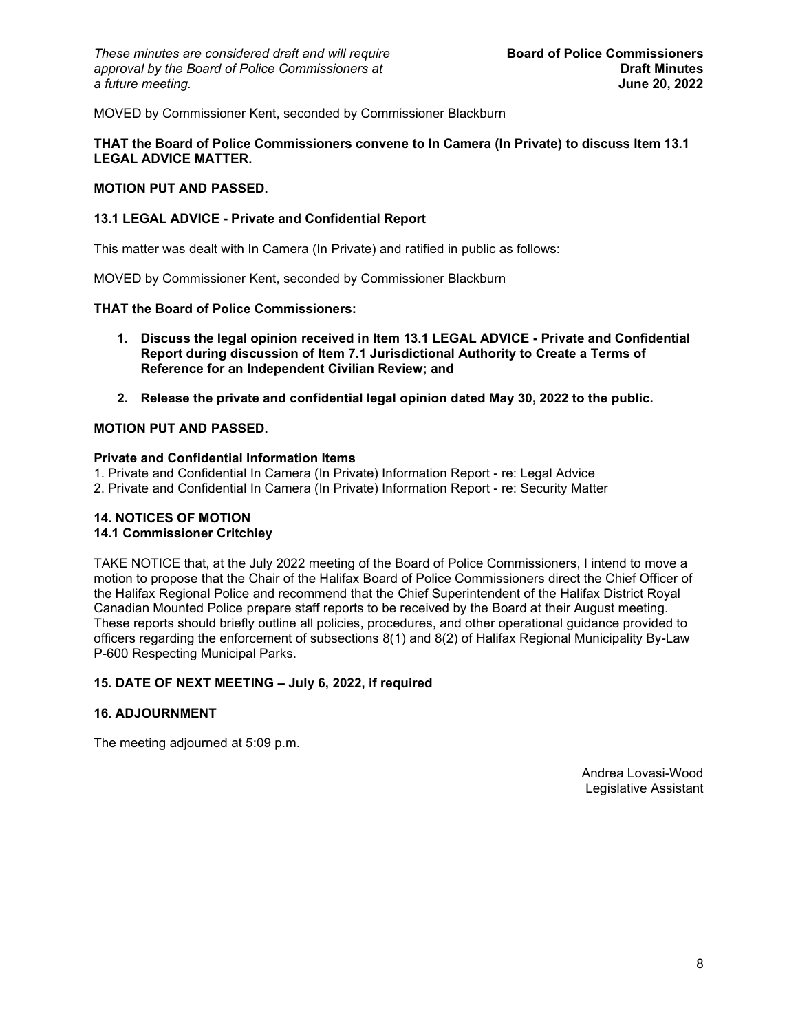MOVED by Commissioner Kent, seconded by Commissioner Blackburn

**THAT the Board of Police Commissioners convene to In Camera (In Private) to discuss Item 13.1 LEGAL ADVICE MATTER.**

**MOTION PUT AND PASSED.**

### 13.1 LEGAL ADVICE - Private and Confidential Report

This matter was dealt with In Camera (In Private) and ratified in public as follows:

MOVED by Commissioner Kent, seconded by Commissioner Blackburn

**THAT the Board of Police Commissioners:**

1. **Discuss the legal opinion received in Item 13.1 LEGAL ADVICE - Private and Confidential Report during discussion of Item 7.1 Jurisdictional Authority to Create a Terms of Reference for an Independent Civilian Review; and**
2. **Release the private and confidential legal opinion dated May 30, 2022 to the public.**

**MOTION PUT AND PASSED.**

**Private and Confidential Information Items**

1. Private and Confidential In Camera (In Private) Information Report - re: Legal Advice
2. Private and Confidential In Camera (In Private) Information Report - re: Security Matter

## 14. NOTICES OF MOTION

### 14.1 Commissioner Critchley

TAKE NOTICE that, at the July 2022 meeting of the Board of Police Commissioners, I intend to move a motion to propose that the Chair of the Halifax Board of Police Commissioners direct the Chief Officer of the Halifax Regional Police and recommend that the Chief Superintendent of the Halifax District Royal Canadian Mounted Police prepare staff reports to be received by the Board at their August meeting. These reports should briefly outline all policies, procedures, and other operational guidance provided to officers regarding the enforcement of subsections 8(1) and 8(2) of Halifax Regional Municipality By-Law P-600 Respecting Municipal Parks.

## 15. DATE OF NEXT MEETING – July 6, 2022, if required

## 16. ADJOURNMENT

The meeting adjourned at 5:09 p.m.

Andrea Lovasi-Wood
Legislative Assistant